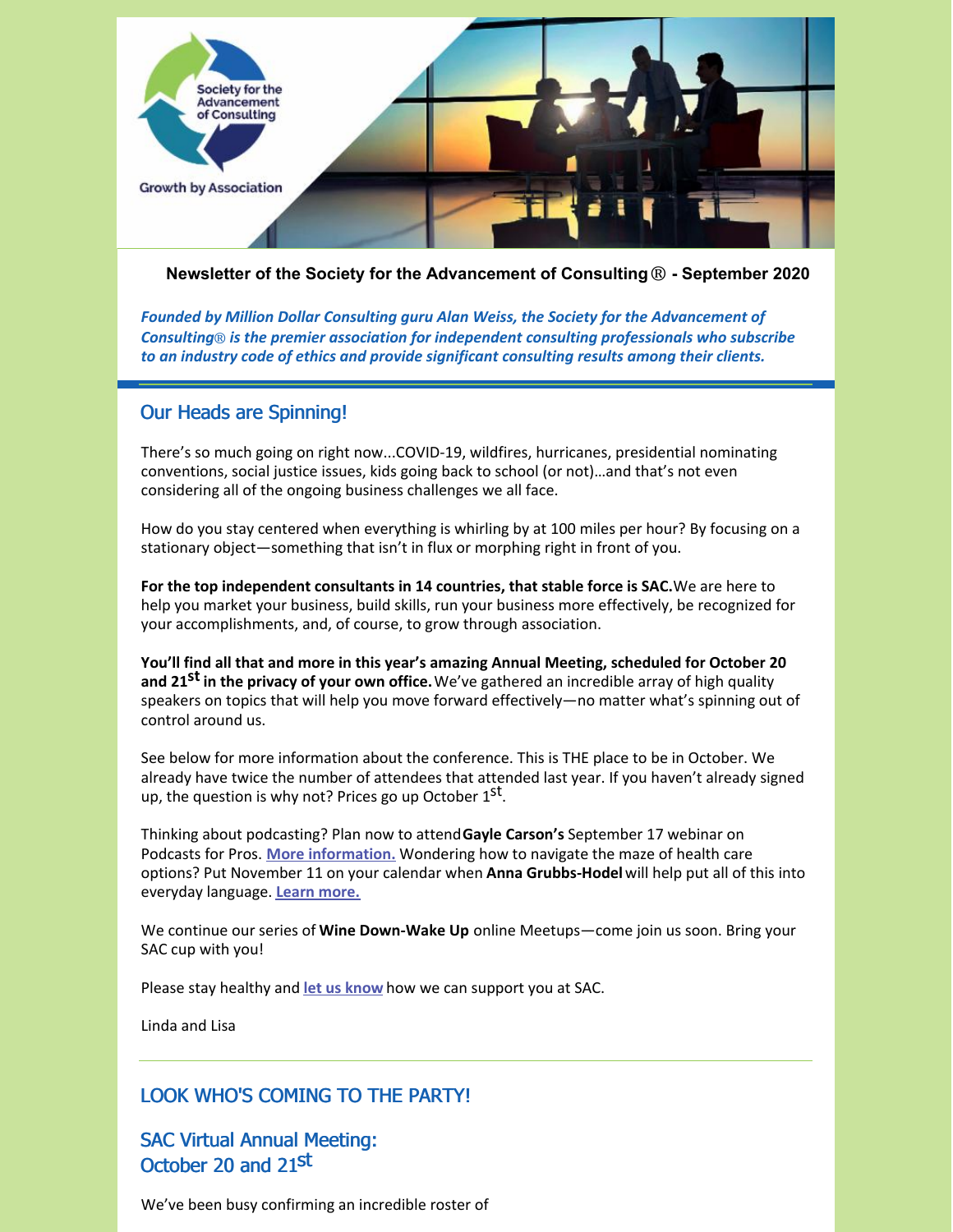Society for the Advancement of Consulting

Growth by Association

**Newsletter of the Society for the Advancement of Consulting® - September 2020**

***Founded by Million Dollar Consulting guru Alan Weiss, the Society for the Advancement of Consulting® is the premier association for independent consulting professionals who subscribe to an industry code of ethics and provide significant consulting results among their clients.***

## Our Heads are Spinning!

There's so much going on right now...COVID-19, wildfires, hurricanes, presidential nominating conventions, social justice issues, kids going back to school (or not)…and that's not even considering all of the ongoing business challenges we all face.

How do you stay centered when everything is whirling by at 100 miles per hour? By focusing on a stationary object—something that isn't in flux or morphing right in front of you.

**For the top independent consultants in 14 countries, that stable force is SAC.** We are here to help you market your business, build skills, run your business more effectively, be recognized for your accomplishments, and, of course, to grow through association.

**You'll find all that and more in this year's amazing Annual Meeting, scheduled for October 20 and 21st in the privacy of your own office.** We've gathered an incredible array of high quality speakers on topics that will help you move forward effectively—no matter what's spinning out of control around us.

See below for more information about the conference. This is THE place to be in October. We already have twice the number of attendees that attended last year. If you haven't already signed up, the question is why not? Prices go up October 1st.

Thinking about podcasting? Plan now to attend **Gayle Carson's** September 17 webinar on Podcasts for Pros. **More information.** Wondering how to navigate the maze of health care options? Put November 11 on your calendar when **Anna Grubbs-Hodel** will help put all of this into everyday language. **Learn more.**

We continue our series of **Wine Down-Wake Up** online Meetups—come join us soon. Bring your SAC cup with you!

Please stay healthy and **let us know** how we can support you at SAC.

Linda and Lisa

---

## LOOK WHO'S COMING TO THE PARTY!

## SAC Virtual Annual Meeting: October 20 and 21st

We've been busy confirming an incredible roster of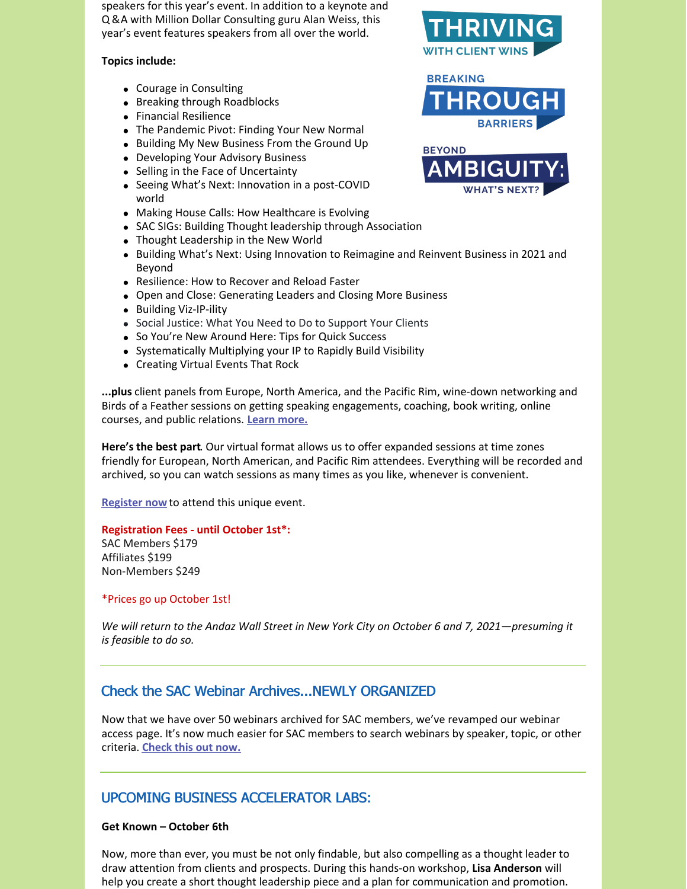speakers for this year's event. In addition to a keynote and Q&A with Million Dollar Consulting guru Alan Weiss, this year's event features speakers from all over the world.

**Topics include:**

- Courage in Consulting
- Breaking through Roadblocks
- Financial Resilience
- The Pandemic Pivot: Finding Your New Normal
- Building My New Business From the Ground Up
- Developing Your Advisory Business
- Selling in the Face of Uncertainty
- Seeing What's Next: Innovation in a post-COVID world
- Making House Calls: How Healthcare is Evolving
- SAC SIGs: Building Thought leadership through Association
- Thought Leadership in the New World
- Building What's Next: Using Innovation to Reimagine and Reinvent Business in 2021 and Beyond
- Resilience: How to Recover and Reload Faster
- Open and Close: Generating Leaders and Closing More Business
- Building Viz-IP-ility
- Social Justice: What You Need to Do to Support Your Clients
- So You're New Around Here: Tips for Quick Success
- Systematically Multiplying your IP to Rapidly Build Visibility
- Creating Virtual Events That Rock

**...plus** client panels from Europe, North America, and the Pacific Rim, wine-down networking and Birds of a Feather sessions on getting speaking engagements, coaching, book writing, online courses, and public relations. **Learn more.**

**Here's the best part**. Our virtual format allows us to offer expanded sessions at time zones friendly for European, North American, and Pacific Rim attendees. Everything will be recorded and archived, so you can watch sessions as many times as you like, whenever is convenient.

**Register now** to attend this unique event.

**Registration Fees - until October 1st*:**
SAC Members $179
Affiliates $199
Non-Members $249

*Prices go up October 1st!

*We will return to the Andaz Wall Street in New York City on October 6 and 7, 2021—presuming it is feasible to do so.*

## Check the SAC Webinar Archives...NEWLY ORGANIZED

Now that we have over 50 webinars archived for SAC members, we've revamped our webinar access page. It's now much easier for SAC members to search webinars by speaker, topic, or other criteria. **Check this out now.**

## UPCOMING BUSINESS ACCELERATOR LABS:

**Get Known – October 6th**

Now, more than ever, you must be not only findable, but also compelling as a thought leader to draw attention from clients and prospects. During this hands-on workshop, **Lisa Anderson** will help you create a short thought leadership piece and a plan for communication and promotion.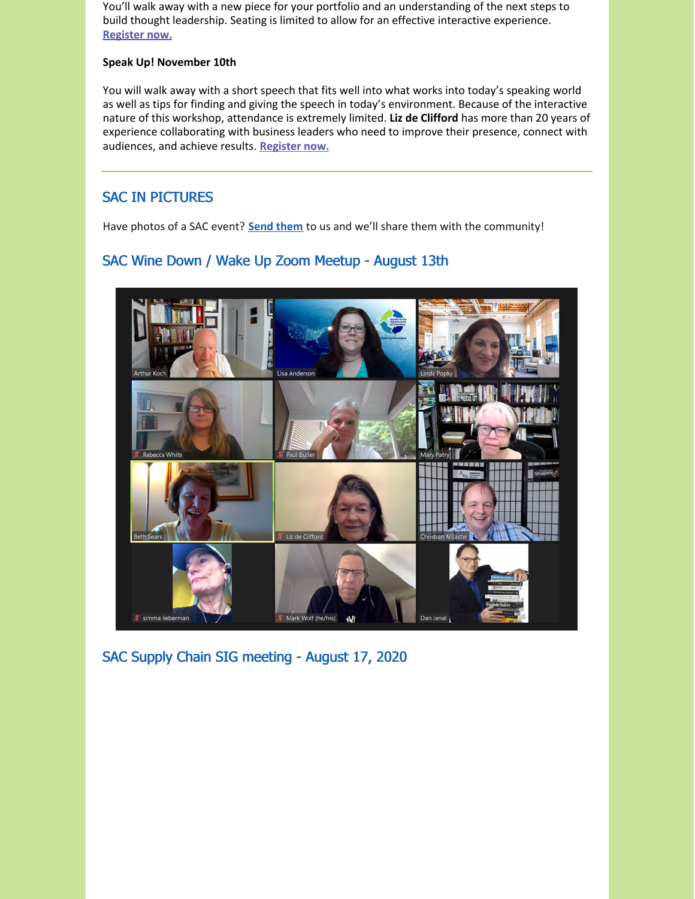You'll walk away with a new piece for your portfolio and an understanding of the next steps to build thought leadership. Seating is limited to allow for an effective interactive experience. **Register now.**

**Speak Up! November 10th**

You will walk away with a short speech that fits well into what works into today's speaking world as well as tips for finding and giving the speech in today's environment. Because of the interactive nature of this workshop, attendance is extremely limited. **Liz de Clifford** has more than 20 years of experience collaborating with business leaders who need to improve their presence, connect with audiences, and achieve results. **Register now.**

## SAC IN PICTURES

Have photos of a SAC event? **Send them** to us and we'll share them with the community!

### SAC Wine Down / Wake Up Zoom Meetup - August 13th

### SAC Supply Chain SIG meeting - August 17, 2020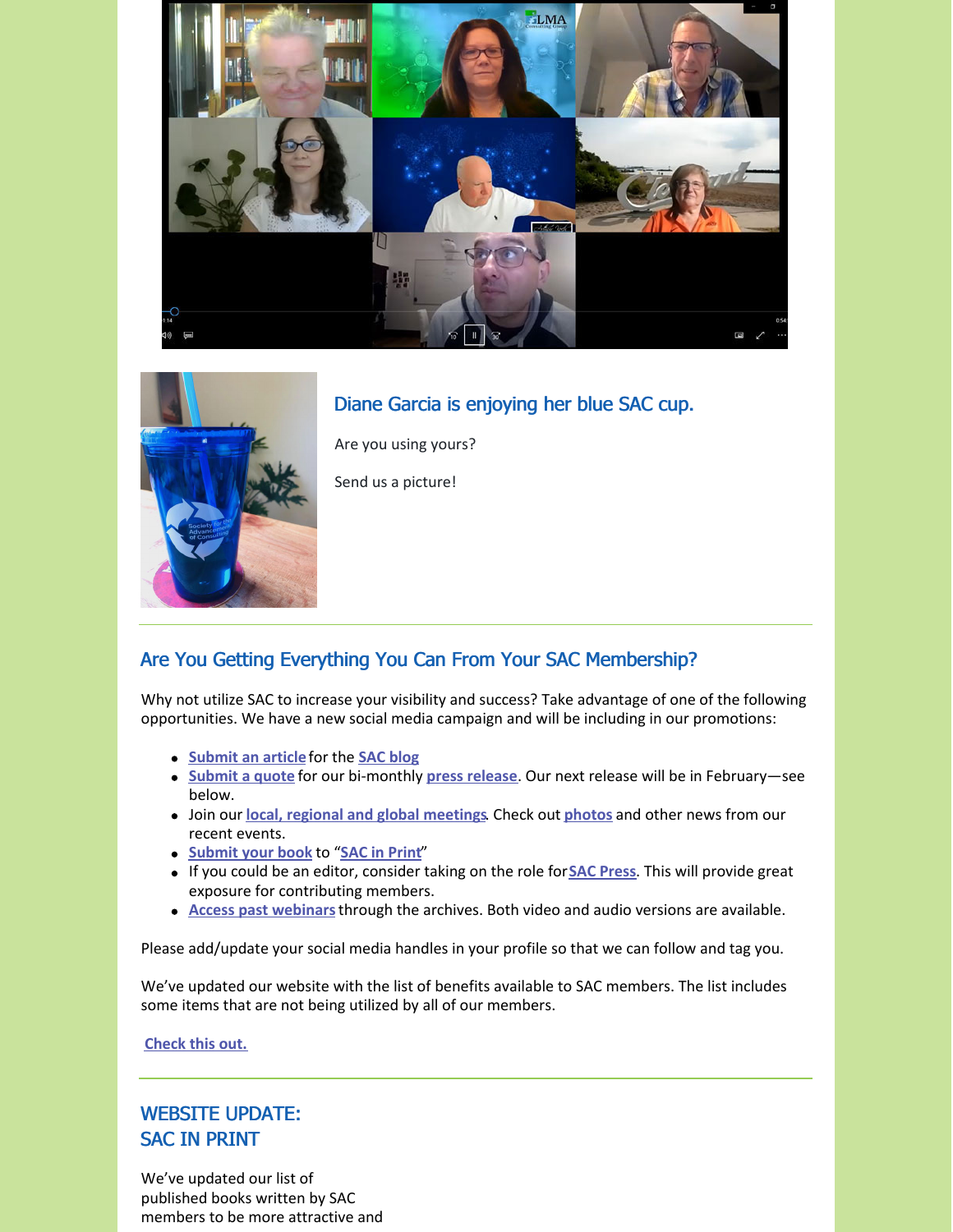## Diane Garcia is enjoying her blue SAC cup.

Are you using yours?

Send us a picture!

## Are You Getting Everything You Can From Your SAC Membership?

Why not utilize SAC to increase your visibility and success? Take advantage of one of the following opportunities. We have a new social media campaign and will be including in our promotions:

- **Submit an article** for the **SAC blog**
- **Submit a quote** for our bi-monthly **press release**. Our next release will be in February—see below.
- Join our **local, regional and global meetings**. Check out **photos** and other news from our recent events.
- **Submit your book** to "**SAC in Print**"
- If you could be an editor, consider taking on the role for **SAC Press**. This will provide great exposure for contributing members.
- **Access past webinars** through the archives. Both video and audio versions are available.

Please add/update your social media handles in your profile so that we can follow and tag you.

We've updated our website with the list of benefits available to SAC members. The list includes some items that are not being utilized by all of our members.

**Check this out.**

## WEBSITE UPDATE: SAC IN PRINT

We've updated our list of published books written by SAC members to be more attractive and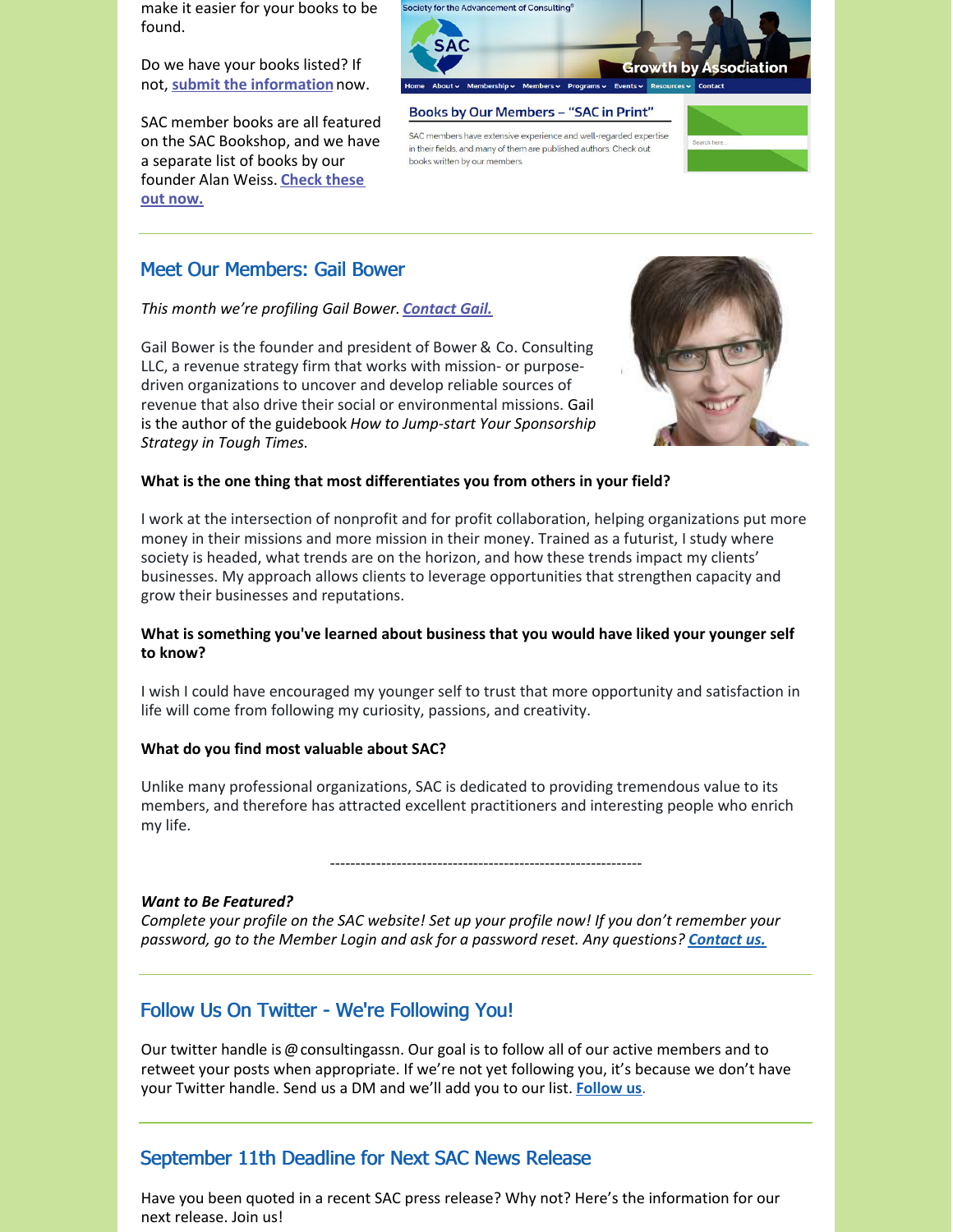make it easier for your books to be found.

Do we have your books listed? If not, **submit the information** now.

SAC member books are all featured on the SAC Bookshop, and we have a separate list of books by our founder Alan Weiss. **Check these out now.**

## Meet Our Members: Gail Bower

*This month we're profiling Gail Bower.* ***Contact Gail.***

Gail Bower is the founder and president of Bower & Co. Consulting LLC, a revenue strategy firm that works with mission- or purpose-driven organizations to uncover and develop reliable sources of revenue that also drive their social or environmental missions. Gail is the author of the guidebook *How to Jump-start Your Sponsorship Strategy in Tough Times.*

**What is the one thing that most differentiates you from others in your field?**

I work at the intersection of nonprofit and for profit collaboration, helping organizations put more money in their missions and more mission in their money. Trained as a futurist, I study where society is headed, what trends are on the horizon, and how these trends impact my clients' businesses. My approach allows clients to leverage opportunities that strengthen capacity and grow their businesses and reputations.

**What is something you've learned about business that you would have liked your younger self to know?**

I wish I could have encouraged my younger self to trust that more opportunity and satisfaction in life will come from following my curiosity, passions, and creativity.

**What do you find most valuable about SAC?**

Unlike many professional organizations, SAC is dedicated to providing tremendous value to its members, and therefore has attracted excellent practitioners and interesting people who enrich my life.

---

***Want to Be Featured?***
*Complete your profile on the SAC website! Set up your profile now! If you don't remember your password, go to the Member Login and ask for a password reset. Any questions?* ***Contact us.***

## Follow Us On Twitter - We're Following You!

Our twitter handle is @consultingassn. Our goal is to follow all of our active members and to retweet your posts when appropriate. If we're not yet following you, it's because we don't have your Twitter handle. Send us a DM and we'll add you to our list. **Follow us**.

## September 11th Deadline for Next SAC News Release

Have you been quoted in a recent SAC press release? Why not? Here's the information for our next release. Join us!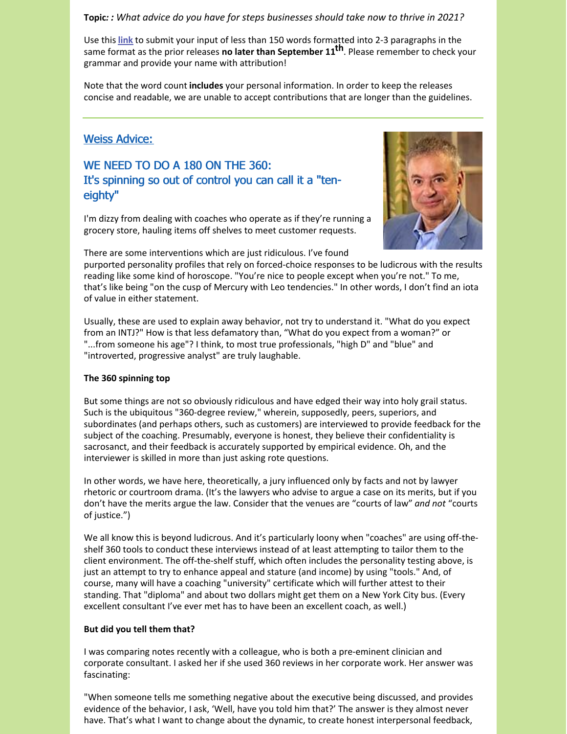**Topic*: :*** *What advice do you have for steps businesses should take now to thrive in 2021?*

Use this **link** to submit your input of less than 150 words formatted into 2-3 paragraphs in the same format as the prior releases **no later than September 11th**. Please remember to check your grammar and provide your name with attribution!

Note that the word count **includes** your personal information. In order to keep the releases concise and readable, we are unable to accept contributions that are longer than the guidelines.

---

## Weiss Advice:

## WE NEED TO DO A 180 ON THE 360: It's spinning so out of control you can call it a "ten-eighty"

I'm dizzy from dealing with coaches who operate as if they're running a grocery store, hauling items off shelves to meet customer requests.

There are some interventions which are just ridiculous. I've found purported personality profiles that rely on forced-choice responses to be ludicrous with the results reading like some kind of horoscope. "You're nice to people except when you're not." To me, that's like being "on the cusp of Mercury with Leo tendencies." In other words, I don't find an iota of value in either statement.

Usually, these are used to explain away behavior, not try to understand it. "What do you expect from an INTJ?" How is that less defamatory than, "What do you expect from a woman?" or "...from someone his age"? I think, to most true professionals, "high D" and "blue" and "introverted, progressive analyst" are truly laughable.

**The 360 spinning top**

But some things are not so obviously ridiculous and have edged their way into holy grail status. Such is the ubiquitous "360-degree review," wherein, supposedly, peers, superiors, and subordinates (and perhaps others, such as customers) are interviewed to provide feedback for the subject of the coaching. Presumably, everyone is honest, they believe their confidentiality is sacrosanct, and their feedback is accurately supported by empirical evidence. Oh, and the interviewer is skilled in more than just asking rote questions.

In other words, we have here, theoretically, a jury influenced only by facts and not by lawyer rhetoric or courtroom drama. (It's the lawyers who advise to argue a case on its merits, but if you don't have the merits argue the law. Consider that the venues are "courts of law" *and not* "courts of justice.")

We all know this is beyond ludicrous. And it's particularly loony when "coaches" are using off-the-shelf 360 tools to conduct these interviews instead of at least attempting to tailor them to the client environment. The off-the-shelf stuff, which often includes the personality testing above, is just an attempt to try to enhance appeal and stature (and income) by using "tools." And, of course, many will have a coaching "university" certificate which will further attest to their standing. That "diploma" and about two dollars might get them on a New York City bus. (Every excellent consultant I've ever met has to have been an excellent coach, as well.)

**But did you tell them that?**

I was comparing notes recently with a colleague, who is both a pre-eminent clinician and corporate consultant. I asked her if she used 360 reviews in her corporate work. Her answer was fascinating:

"When someone tells me something negative about the executive being discussed, and provides evidence of the behavior, I ask, 'Well, have you told him that?' The answer is they almost never have. That's what I want to change about the dynamic, to create honest interpersonal feedback,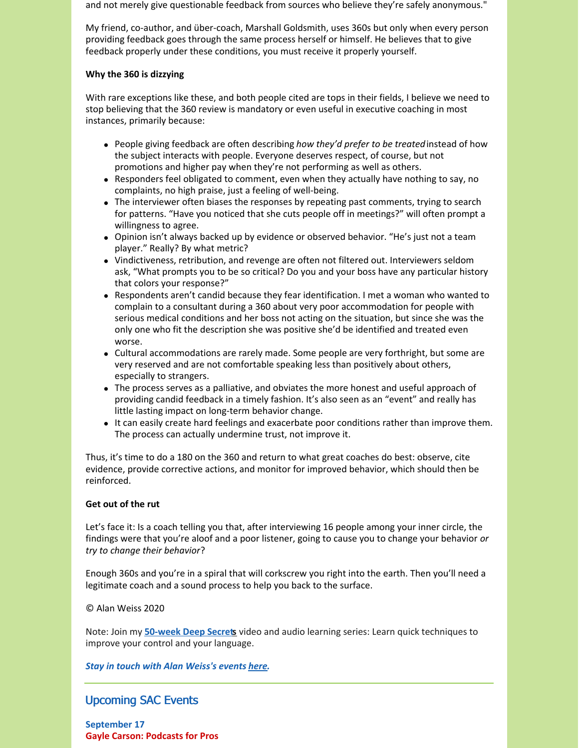and not merely give questionable feedback from sources who believe they're safely anonymous."

My friend, co-author, and über-coach, Marshall Goldsmith, uses 360s but only when every person providing feedback goes through the same process herself or himself. He believes that to give feedback properly under these conditions, you must receive it properly yourself.

**Why the 360 is dizzying**

With rare exceptions like these, and both people cited are tops in their fields, I believe we need to stop believing that the 360 review is mandatory or even useful in executive coaching in most instances, primarily because:

- People giving feedback are often describing *how they'd prefer to be treated* instead of how the subject interacts with people. Everyone deserves respect, of course, but not promotions and higher pay when they're not performing as well as others.
- Responders feel obligated to comment, even when they actually have nothing to say, no complaints, no high praise, just a feeling of well-being.
- The interviewer often biases the responses by repeating past comments, trying to search for patterns. "Have you noticed that she cuts people off in meetings?" will often prompt a willingness to agree.
- Opinion isn't always backed up by evidence or observed behavior. "He's just not a team player." Really? By what metric?
- Vindictiveness, retribution, and revenge are often not filtered out. Interviewers seldom ask, "What prompts you to be so critical? Do you and your boss have any particular history that colors your response?"
- Respondents aren't candid because they fear identification. I met a woman who wanted to complain to a consultant during a 360 about very poor accommodation for people with serious medical conditions and her boss not acting on the situation, but since she was the only one who fit the description she was positive she'd be identified and treated even worse.
- Cultural accommodations are rarely made. Some people are very forthright, but some are very reserved and are not comfortable speaking less than positively about others, especially to strangers.
- The process serves as a palliative, and obviates the more honest and useful approach of providing candid feedback in a timely fashion. It's also seen as an "event" and really has little lasting impact on long-term behavior change.
- It can easily create hard feelings and exacerbate poor conditions rather than improve them. The process can actually undermine trust, not improve it.

Thus, it's time to do a 180 on the 360 and return to what great coaches do best: observe, cite evidence, provide corrective actions, and monitor for improved behavior, which should then be reinforced.

**Get out of the rut**

Let's face it: Is a coach telling you that, after interviewing 16 people among your inner circle, the findings were that you're aloof and a poor listener, going to cause you to change your behavior *or try to change their behavior*?

Enough 360s and you're in a spiral that will corkscrew you right into the earth. Then you'll need a legitimate coach and a sound process to help you back to the surface.

© Alan Weiss 2020

Note: Join my **50-week Deep Secrets** video and audio learning series: Learn quick techniques to improve your control and your language.

***Stay in touch with Alan Weiss's events here.***

## Upcoming SAC Events

**September 17**
**Gayle Carson: Podcasts for Pros**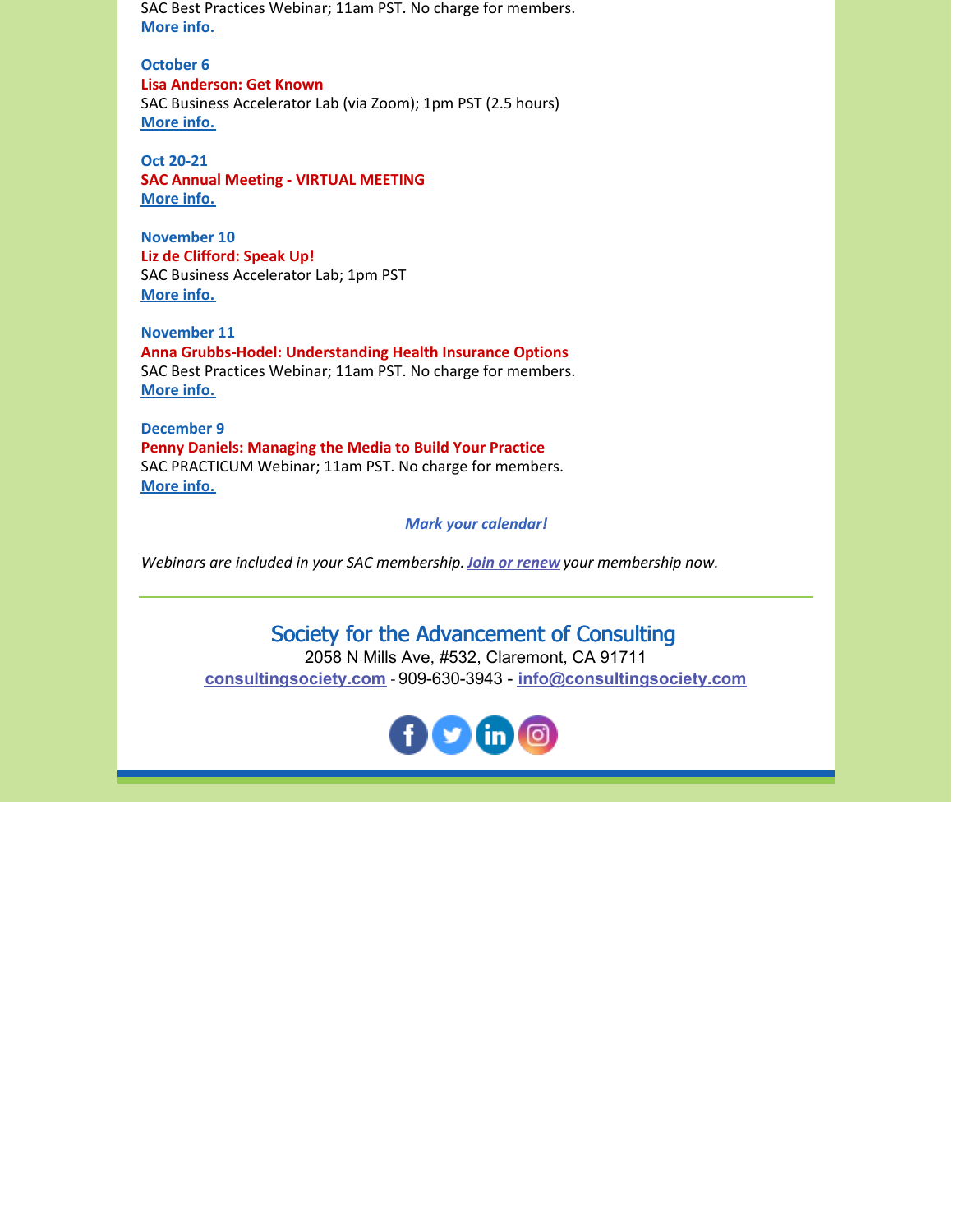SAC Best Practices Webinar; 11am PST. No charge for members.
**More info.**

**October 6**
**Lisa Anderson: Get Known**
SAC Business Accelerator Lab (via Zoom); 1pm PST (2.5 hours)
**More info.**

**Oct 20-21**
**SAC Annual Meeting - VIRTUAL MEETING**
**More info.**

**November 10**
**Liz de Clifford: Speak Up!**
SAC Business Accelerator Lab; 1pm PST
**More info.**

**November 11**
**Anna Grubbs-Hodel: Understanding Health Insurance Options**
SAC Best Practices Webinar; 11am PST. No charge for members.
**More info.**

**December 9**
**Penny Daniels: Managing the Media to Build Your Practice**
SAC PRACTICUM Webinar; 11am PST. No charge for members.
**More info.**

***Mark your calendar!***

*Webinars are included in your SAC membership.* ***Join or renew*** *your membership now.*

---

## Society for the Advancement of Consulting

2058 N Mills Ave, #532, Claremont, CA 91711
**consultingsociety.com** - 909-630-3943 - **info@consultingsociety.com**